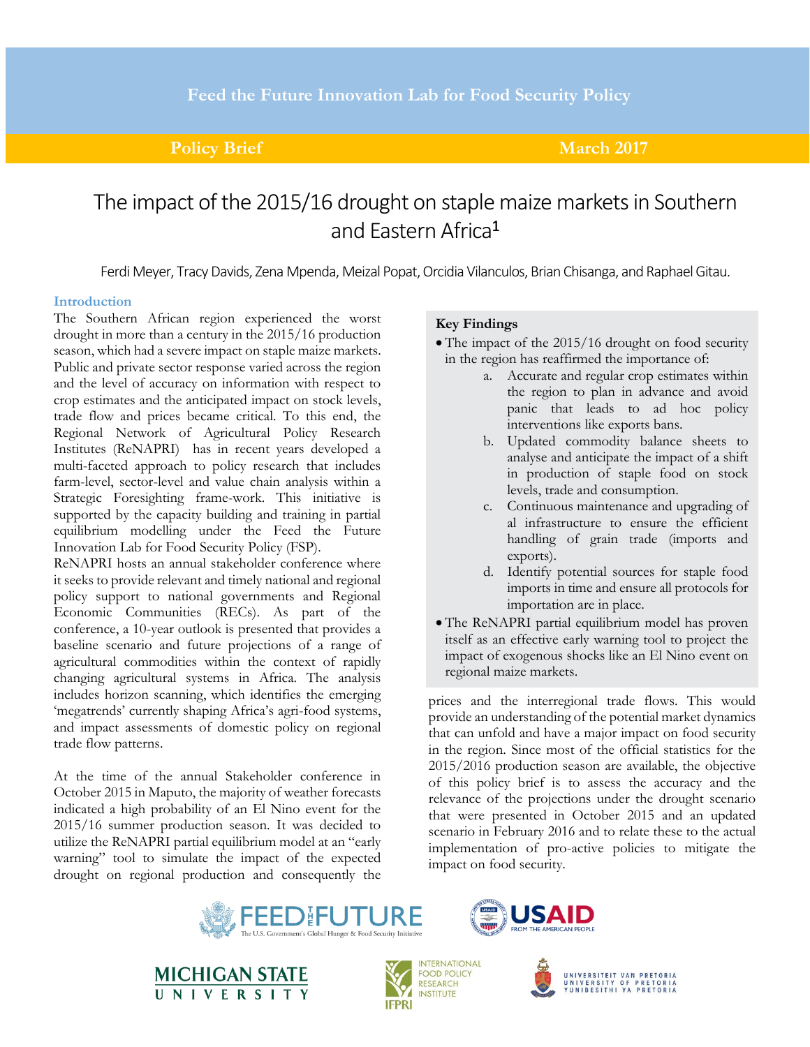Feed the Future Innovation Lab for Food Security Policy

**Policy Brief** **March 2017**

# The impact of the 2015/16 drought on staple maize markets in Southern and Eastern Africa[1]

Ferdi Meyer, Tracy Davids, Zena Mpenda, Meizal Popat, Orcidia Vilanculos, Brian Chisanga, and Raphael Gitau.

## Introduction

The Southern African region experienced the worst drought in more than a century in the 2015/16 production season, which had a severe impact on staple maize markets. Public and private sector response varied across the region and the level of accuracy on information with respect to crop estimates and the anticipated impact on stock levels, trade flow and prices became critical. To this end, the Regional Network of Agricultural Policy Research Institutes (ReNAPRI) has in recent years developed a multi-faceted approach to policy research that includes farm-level, sector-level and value chain analysis within a Strategic Foresighting frame-work. This initiative is supported by the capacity building and training in partial equilibrium modelling under the Feed the Future Innovation Lab for Food Security Policy (FSP).

ReNAPRI hosts an annual stakeholder conference where it seeks to provide relevant and timely national and regional policy support to national governments and Regional Economic Communities (RECs). As part of the conference, a 10-year outlook is presented that provides a baseline scenario and future projections of a range of agricultural commodities within the context of rapidly changing agricultural systems in Africa. The analysis includes horizon scanning, which identifies the emerging 'megatrends' currently shaping Africa's agri-food systems, and impact assessments of domestic policy on regional trade flow patterns.

At the time of the annual Stakeholder conference in October 2015 in Maputo, the majority of weather forecasts indicated a high probability of an El Nino event for the 2015/16 summer production season. It was decided to utilize the ReNAPRI partial equilibrium model at an "early warning" tool to simulate the impact of the expected drought on regional production and consequently the prices and the interregional trade flows. This would provide an understanding of the potential market dynamics that can unfold and have a major impact on food security in the region. Since most of the official statistics for the 2015/2016 production season are available, the objective of this policy brief is to assess the accuracy and the relevance of the projections under the drought scenario that were presented in October 2015 and an updated scenario in February 2016 and to relate these to the actual implementation of pro-active policies to mitigate the impact on food security.

**Key Findings**

- The impact of the 2015/16 drought on food security in the region has reaffirmed the importance of:
  a. Accurate and regular crop estimates within the region to plan in advance and avoid panic that leads to ad hoc policy interventions like exports bans.
  b. Updated commodity balance sheets to analyse and anticipate the impact of a shift in production of staple food on stock levels, trade and consumption.
  c. Continuous maintenance and upgrading of al infrastructure to ensure the efficient handling of grain trade (imports and exports).
  d. Identify potential sources for staple food imports in time and ensure all protocols for importation are in place.
- The ReNAPRI partial equilibrium model has proven itself as an effective early warning tool to project the impact of exogenous shocks like an El Nino event on regional maize markets.

FEED THE FUTURE — The U.S. Government's Global Hunger & Food Security Initiative | USAID — FROM THE AMERICAN PEOPLE | MICHIGAN STATE UNIVERSITY | INTERNATIONAL FOOD POLICY RESEARCH INSTITUTE (IFPRI) | UNIVERSITEIT VAN PRETORIA / UNIVERSITY OF PRETORIA / YUNIBESITHI YA PRETORIA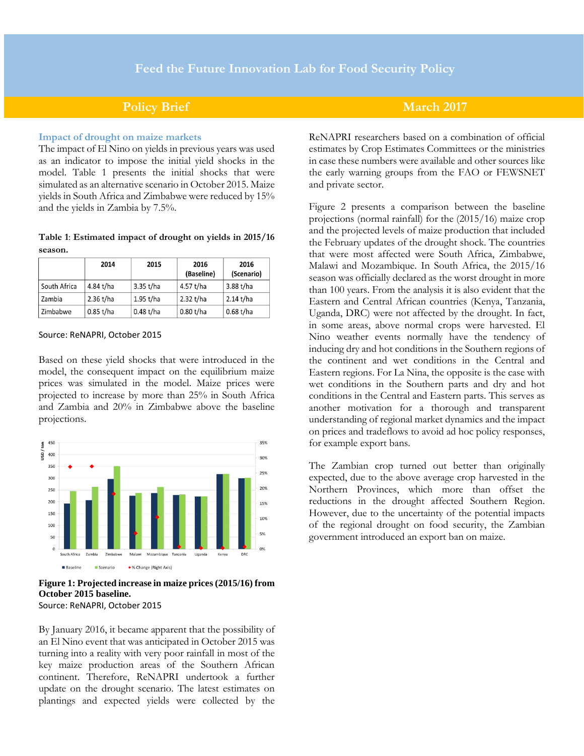## Impact of drought on maize markets

The impact of El Nino on yields in previous years was used as an indicator to impose the initial yield shocks in the model. Table 1 presents the initial shocks that were simulated as an alternative scenario in October 2015. Maize yields in South Africa and Zimbabwe were reduced by 15% and the yields in Zambia by 7.5%.

**Table 1: Estimated impact of drought on yields in 2015/16 season.**

| | 2014 | 2015 | 2016 (Baseline) | 2016 (Scenario) |
|---|---|---|---|---|
| South Africa | 4.84 t/ha | 3.35 t/ha | 4.57 t/ha | 3.88 t/ha |
| Zambia | 2.36 t/ha | 1.95 t/ha | 2.32 t/ha | 2.14 t/ha |
| Zimbabwe | 0.85 t/ha | 0.48 t/ha | 0.80 t/ha | 0.68 t/ha |

Source: ReNAPRI, October 2015

Based on these yield shocks that were introduced in the model, the consequent impact on the equilibrium maize prices was simulated in the model. Maize prices were projected to increase by more than 25% in South Africa and Zambia and 20% in Zimbabwe above the baseline projections.

**Figure 1: Projected increase in maize prices (2015/16) from October 2015 baseline.**
Source: ReNAPRI, October 2015

By January 2016, it became apparent that the possibility of an El Nino event that was anticipated in October 2015 was turning into a reality with very poor rainfall in most of the key maize production areas of the Southern African continent. Therefore, ReNAPRI undertook a further update on the drought scenario. The latest estimates on plantings and expected yields were collected by the ReNAPRI researchers based on a combination of official estimates by Crop Estimates Committees or the ministries in case these numbers were available and other sources like the early warning groups from the FAO or FEWSNET and private sector.

Figure 2 presents a comparison between the baseline projections (normal rainfall) for the (2015/16) maize crop and the projected levels of maize production that included the February updates of the drought shock. The countries that were most affected were South Africa, Zimbabwe, Malawi and Mozambique. In South Africa, the 2015/16 season was officially declared as the worst drought in more than 100 years. From the analysis it is also evident that the Eastern and Central African countries (Kenya, Tanzania, Uganda, DRC) were not affected by the drought. In fact, in some areas, above normal crops were harvested. El Nino weather events normally have the tendency of inducing dry and hot conditions in the Southern regions of the continent and wet conditions in the Central and Eastern regions. For La Nina, the opposite is the case with wet conditions in the Southern parts and dry and hot conditions in the Central and Eastern parts. This serves as another motivation for a thorough and transparent understanding of regional market dynamics and the impact on prices and tradeflows to avoid ad hoc policy responses, for example export bans.

The Zambian crop turned out better than originally expected, due to the above average crop harvested in the Northern Provinces, which more than offset the reductions in the drought affected Southern Region. However, due to the uncertainty of the potential impacts of the regional drought on food security, the Zambian government introduced an export ban on maize.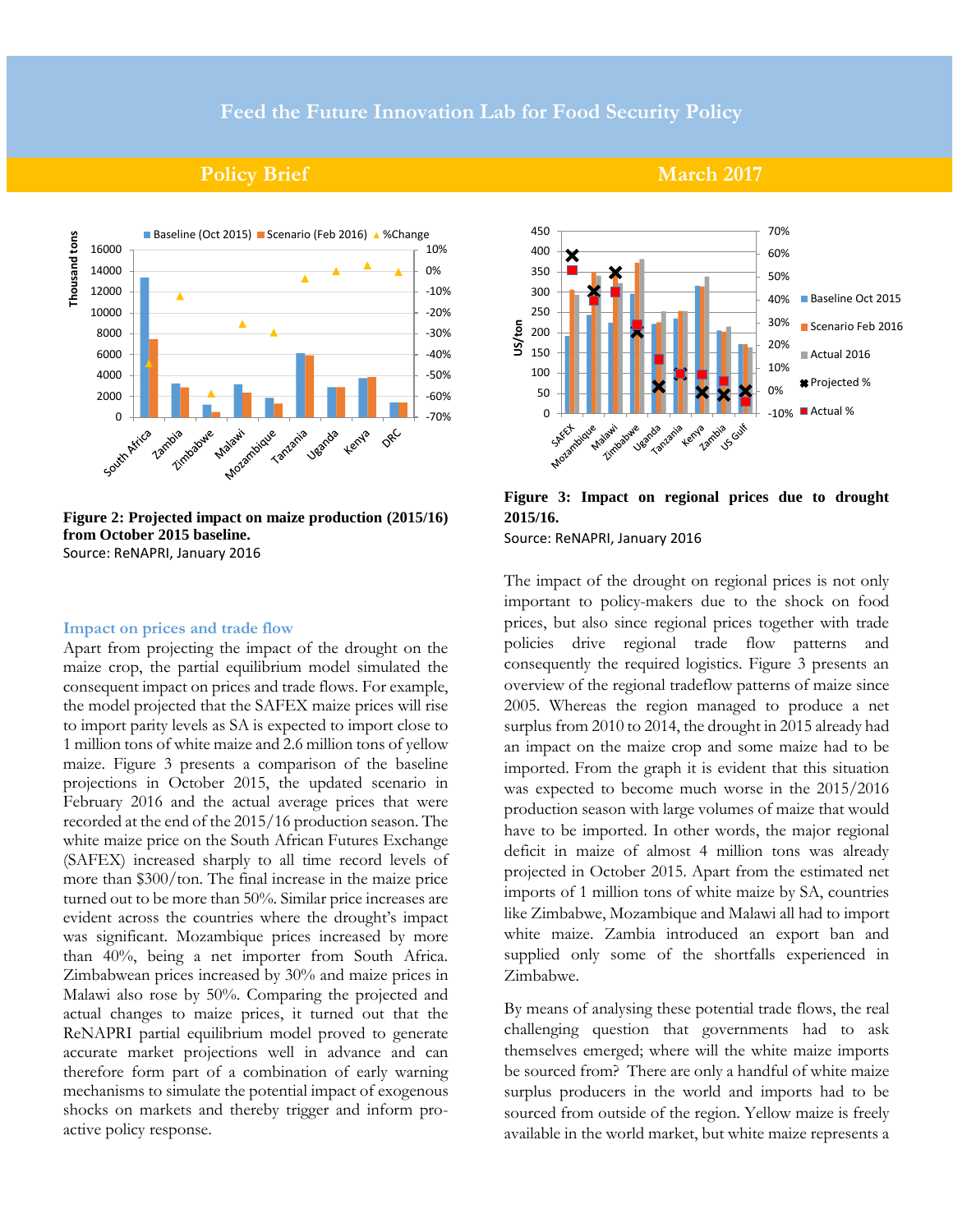Figure 2: Projected impact on maize production (2015/16) from October 2015 baseline.

Source: ReNAPRI, January 2016

Figure 3: Impact on regional prices due to drought 2015/16.

Source: ReNAPRI, January 2016

### Impact on prices and trade flow

Apart from projecting the impact of the drought on the maize crop, the partial equilibrium model simulated the consequent impact on prices and trade flows. For example, the model projected that the SAFEX maize prices will rise to import parity levels as SA is expected to import close to 1 million tons of white maize and 2.6 million tons of yellow maize. Figure 3 presents a comparison of the baseline projections in October 2015, the updated scenario in February 2016 and the actual average prices that were recorded at the end of the 2015/16 production season. The white maize price on the South African Futures Exchange (SAFEX) increased sharply to all time record levels of more than $300/ton. The final increase in the maize price turned out to be more than 50%. Similar price increases are evident across the countries where the drought's impact was significant. Mozambique prices increased by more than 40%, being a net importer from South Africa. Zimbabwean prices increased by 30% and maize prices in Malawi also rose by 50%. Comparing the projected and actual changes to maize prices, it turned out that the ReNAPRI partial equilibrium model proved to generate accurate market projections well in advance and can therefore form part of a combination of early warning mechanisms to simulate the potential impact of exogenous shocks on markets and thereby trigger and inform pro-active policy response.

The impact of the drought on regional prices is not only important to policy-makers due to the shock on food prices, but also since regional prices together with trade policies drive regional trade flow patterns and consequently the required logistics. Figure 3 presents an overview of the regional tradeflow patterns of maize since 2005. Whereas the region managed to produce a net surplus from 2010 to 2014, the drought in 2015 already had an impact on the maize crop and some maize had to be imported. From the graph it is evident that this situation was expected to become much worse in the 2015/2016 production season with large volumes of maize that would have to be imported. In other words, the major regional deficit in maize of almost 4 million tons was already projected in October 2015. Apart from the estimated net imports of 1 million tons of white maize by SA, countries like Zimbabwe, Mozambique and Malawi all had to import white maize. Zambia introduced an export ban and supplied only some of the shortfalls experienced in Zimbabwe.

By means of analysing these potential trade flows, the real challenging question that governments had to ask themselves emerged; where will the white maize imports be sourced from? There are only a handful of white maize surplus producers in the world and imports had to be sourced from outside of the region. Yellow maize is freely available in the world market, but white maize represents a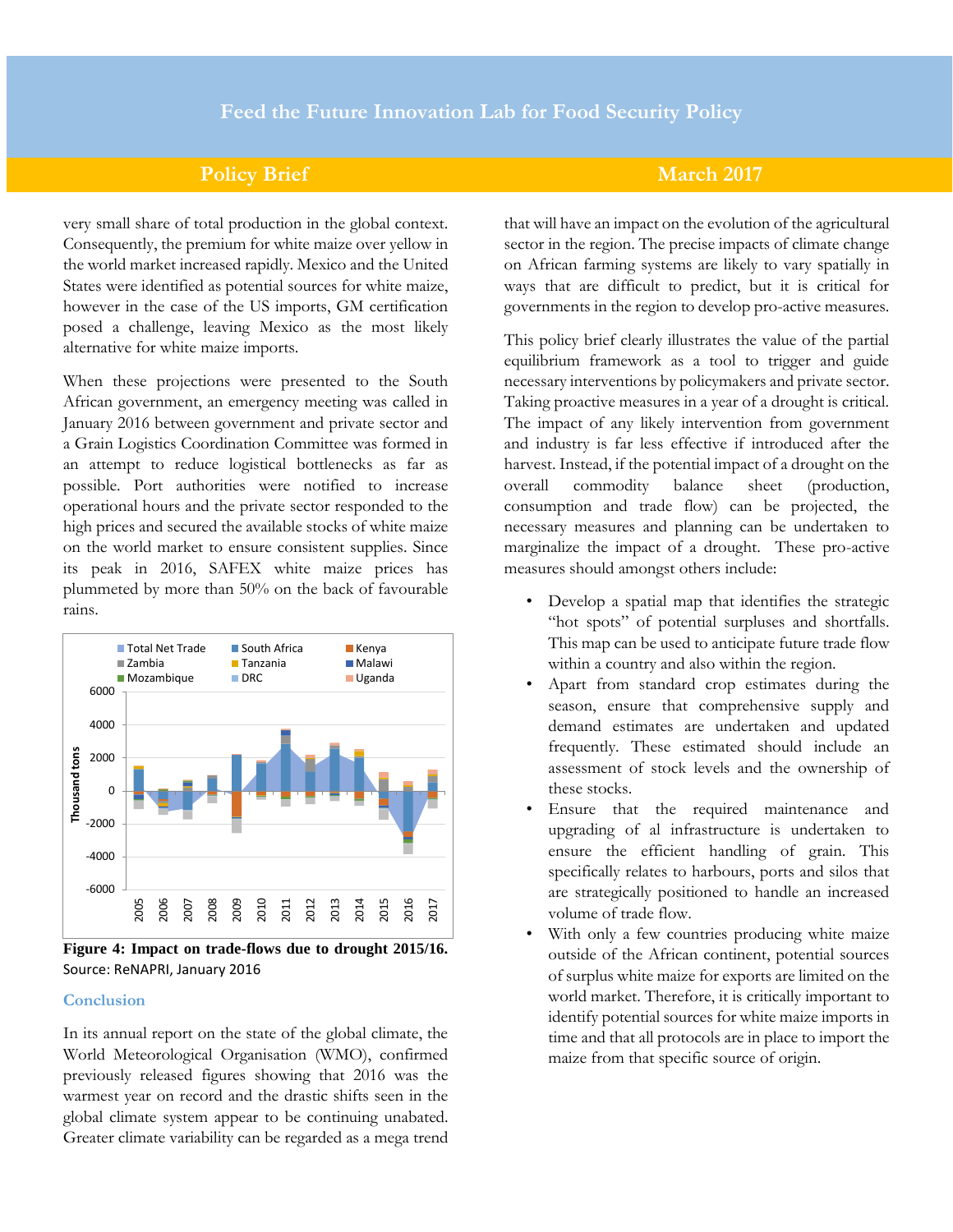very small share of total production in the global context. Consequently, the premium for white maize over yellow in the world market increased rapidly. Mexico and the United States were identified as potential sources for white maize, however in the case of the US imports, GM certification posed a challenge, leaving Mexico as the most likely alternative for white maize imports.

When these projections were presented to the South African government, an emergency meeting was called in January 2016 between government and private sector and a Grain Logistics Coordination Committee was formed in an attempt to reduce logistical bottlenecks as far as possible. Port authorities were notified to increase operational hours and the private sector responded to the high prices and secured the available stocks of white maize on the world market to ensure consistent supplies. Since its peak in 2016, SAFEX white maize prices has plummeted by more than 50% on the back of favourable rains.

**Figure 4: Impact on trade-flows due to drought 2015/16.**
Source: ReNAPRI, January 2016

### Conclusion

In its annual report on the state of the global climate, the World Meteorological Organisation (WMO), confirmed previously released figures showing that 2016 was the warmest year on record and the drastic shifts seen in the global climate system appear to be continuing unabated. Greater climate variability can be regarded as a mega trend that will have an impact on the evolution of the agricultural sector in the region. The precise impacts of climate change on African farming systems are likely to vary spatially in ways that are difficult to predict, but it is critical for governments in the region to develop pro-active measures.

This policy brief clearly illustrates the value of the partial equilibrium framework as a tool to trigger and guide necessary interventions by policymakers and private sector. Taking proactive measures in a year of a drought is critical. The impact of any likely intervention from government and industry is far less effective if introduced after the harvest. Instead, if the potential impact of a drought on the overall commodity balance sheet (production, consumption and trade flow) can be projected, the necessary measures and planning can be undertaken to marginalize the impact of a drought. These pro-active measures should amongst others include:

- Develop a spatial map that identifies the strategic "hot spots" of potential surpluses and shortfalls. This map can be used to anticipate future trade flow within a country and also within the region.
- Apart from standard crop estimates during the season, ensure that comprehensive supply and demand estimates are undertaken and updated frequently. These estimated should include an assessment of stock levels and the ownership of these stocks.
- Ensure that the required maintenance and upgrading of al infrastructure is undertaken to ensure the efficient handling of grain. This specifically relates to harbours, ports and silos that are strategically positioned to handle an increased volume of trade flow.
- With only a few countries producing white maize outside of the African continent, potential sources of surplus white maize for exports are limited on the world market. Therefore, it is critically important to identify potential sources for white maize imports in time and that all protocols are in place to import the maize from that specific source of origin.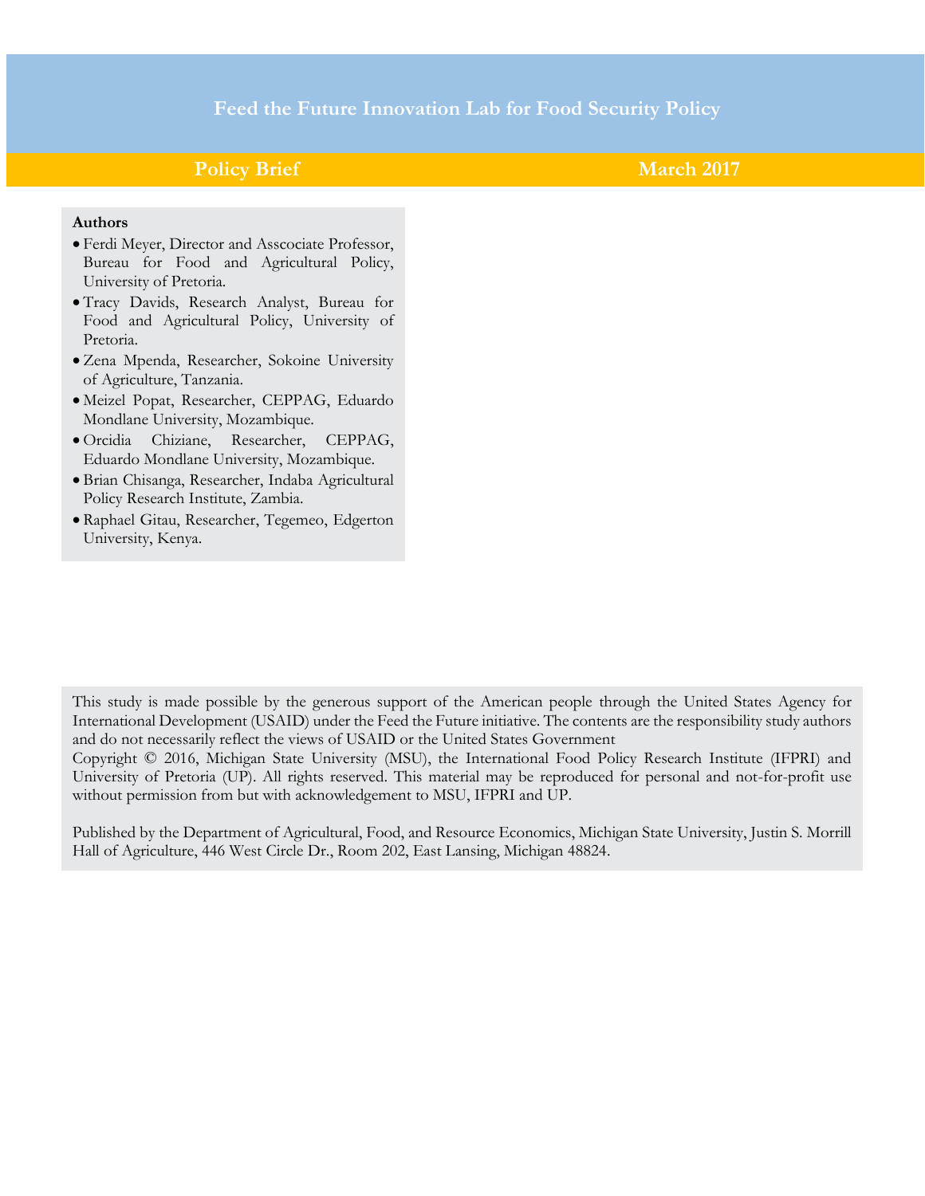# Feed the Future Innovation Lab for Food Security Policy

**Policy Brief** **March 2017**

**Authors**

- Ferdi Meyer, Director and Asscociate Professor, Bureau for Food and Agricultural Policy, University of Pretoria.
- Tracy Davids, Research Analyst, Bureau for Food and Agricultural Policy, University of Pretoria.
- Zena Mpenda, Researcher, Sokoine University of Agriculture, Tanzania.
- Meizel Popat, Researcher, CEPPAG, Eduardo Mondlane University, Mozambique.
- Orcidia Chiziane, Researcher, CEPPAG, Eduardo Mondlane University, Mozambique.
- Brian Chisanga, Researcher, Indaba Agricultural Policy Research Institute, Zambia.
- Raphael Gitau, Researcher, Tegemeo, Edgerton University, Kenya.

This study is made possible by the generous support of the American people through the United States Agency for International Development (USAID) under the Feed the Future initiative. The contents are the responsibility study authors and do not necessarily reflect the views of USAID or the United States Government
Copyright © 2016, Michigan State University (MSU), the International Food Policy Research Institute (IFPRI) and University of Pretoria (UP). All rights reserved. This material may be reproduced for personal and not-for-profit use without permission from but with acknowledgement to MSU, IFPRI and UP.

Published by the Department of Agricultural, Food, and Resource Economics, Michigan State University, Justin S. Morrill Hall of Agriculture, 446 West Circle Dr., Room 202, East Lansing, Michigan 48824.